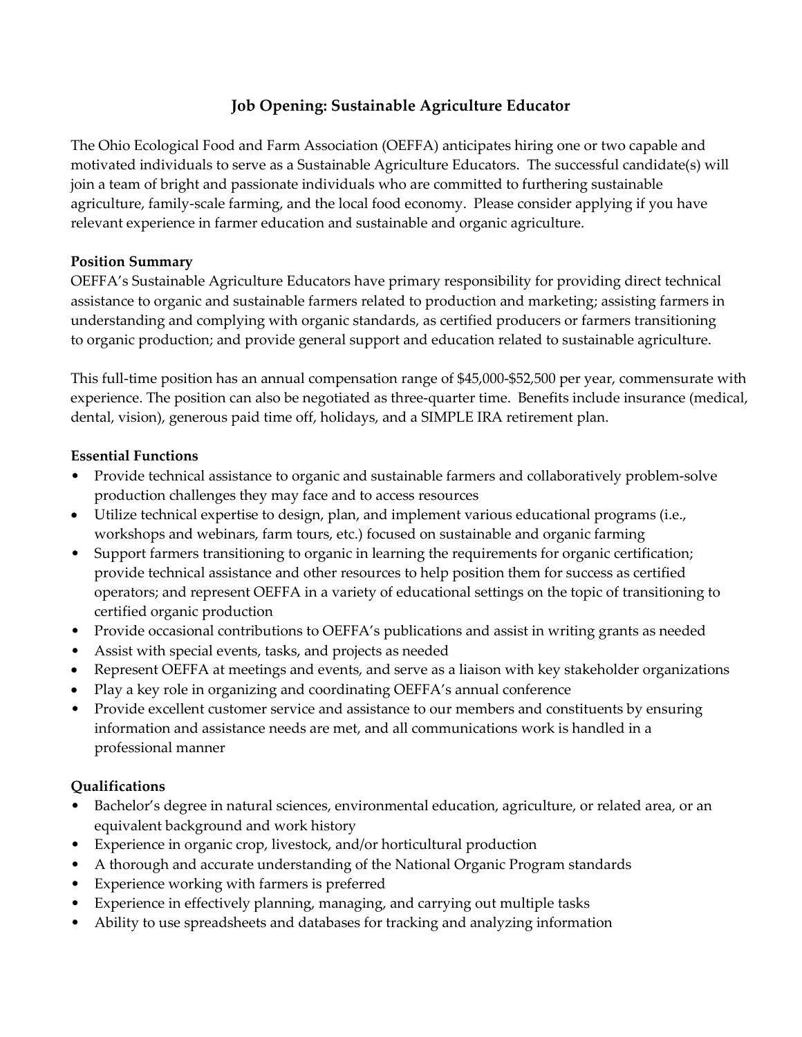# Job Opening: Sustainable Agriculture Educator

The Ohio Ecological Food and Farm Association (OEFFA) anticipates hiring one or two capable and motivated individuals to serve as a Sustainable Agriculture Educators. The successful candidate(s) will join a team of bright and passionate individuals who are committed to furthering sustainable agriculture, family-scale farming, and the local food economy. Please consider applying if you have relevant experience in farmer education and sustainable and organic agriculture.

**Position Summary**

OEFFA's Sustainable Agriculture Educators have primary responsibility for providing direct technical assistance to organic and sustainable farmers related to production and marketing; assisting farmers in understanding and complying with organic standards, as certified producers or farmers transitioning to organic production; and provide general support and education related to sustainable agriculture.

This full-time position has an annual compensation range of $45,000-$52,500 per year, commensurate with experience. The position can also be negotiated as three-quarter time. Benefits include insurance (medical, dental, vision), generous paid time off, holidays, and a SIMPLE IRA retirement plan.

**Essential Functions**

- Provide technical assistance to organic and sustainable farmers and collaboratively problem-solve production challenges they may face and to access resources
- Utilize technical expertise to design, plan, and implement various educational programs (i.e., workshops and webinars, farm tours, etc.) focused on sustainable and organic farming
- Support farmers transitioning to organic in learning the requirements for organic certification; provide technical assistance and other resources to help position them for success as certified operators; and represent OEFFA in a variety of educational settings on the topic of transitioning to certified organic production
- Provide occasional contributions to OEFFA's publications and assist in writing grants as needed
- Assist with special events, tasks, and projects as needed
- Represent OEFFA at meetings and events, and serve as a liaison with key stakeholder organizations
- Play a key role in organizing and coordinating OEFFA's annual conference
- Provide excellent customer service and assistance to our members and constituents by ensuring information and assistance needs are met, and all communications work is handled in a professional manner

**Qualifications**

- Bachelor's degree in natural sciences, environmental education, agriculture, or related area, or an equivalent background and work history
- Experience in organic crop, livestock, and/or horticultural production
- A thorough and accurate understanding of the National Organic Program standards
- Experience working with farmers is preferred
- Experience in effectively planning, managing, and carrying out multiple tasks
- Ability to use spreadsheets and databases for tracking and analyzing information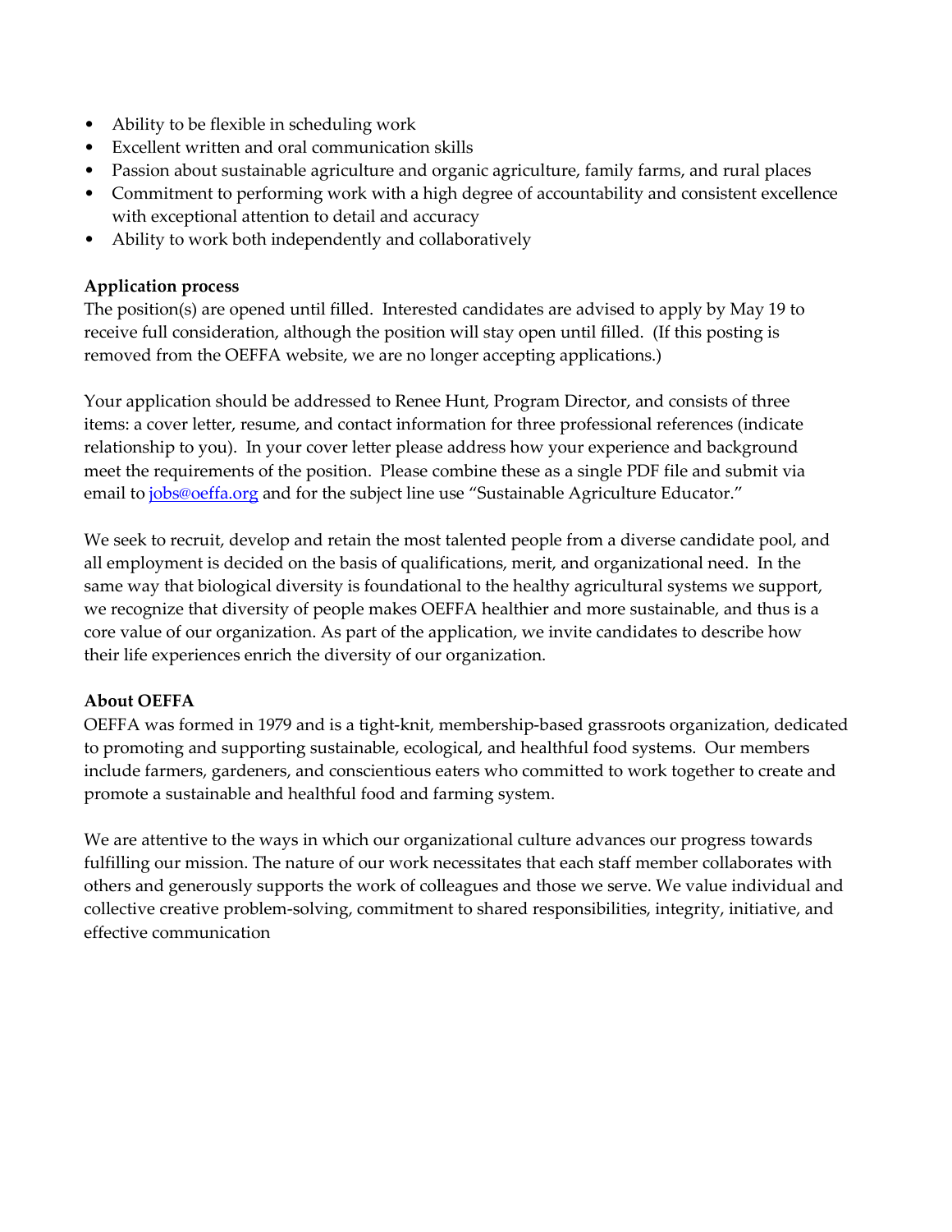- Ability to be flexible in scheduling work
- Excellent written and oral communication skills
- Passion about sustainable agriculture and organic agriculture, family farms, and rural places
- Commitment to performing work with a high degree of accountability and consistent excellence with exceptional attention to detail and accuracy
- Ability to work both independently and collaboratively

**Application process**

The position(s) are opened until filled. Interested candidates are advised to apply by May 19 to receive full consideration, although the position will stay open until filled. (If this posting is removed from the OEFFA website, we are no longer accepting applications.)

Your application should be addressed to Renee Hunt, Program Director, and consists of three items: a cover letter, resume, and contact information for three professional references (indicate relationship to you). In your cover letter please address how your experience and background meet the requirements of the position. Please combine these as a single PDF file and submit via email to [jobs@oeffa.org](mailto:jobs@oeffa.org) and for the subject line use "Sustainable Agriculture Educator."

We seek to recruit, develop and retain the most talented people from a diverse candidate pool, and all employment is decided on the basis of qualifications, merit, and organizational need. In the same way that biological diversity is foundational to the healthy agricultural systems we support, we recognize that diversity of people makes OEFFA healthier and more sustainable, and thus is a core value of our organization. As part of the application, we invite candidates to describe how their life experiences enrich the diversity of our organization.

**About OEFFA**

OEFFA was formed in 1979 and is a tight-knit, membership-based grassroots organization, dedicated to promoting and supporting sustainable, ecological, and healthful food systems. Our members include farmers, gardeners, and conscientious eaters who committed to work together to create and promote a sustainable and healthful food and farming system.

We are attentive to the ways in which our organizational culture advances our progress towards fulfilling our mission. The nature of our work necessitates that each staff member collaborates with others and generously supports the work of colleagues and those we serve. We value individual and collective creative problem-solving, commitment to shared responsibilities, integrity, initiative, and effective communication